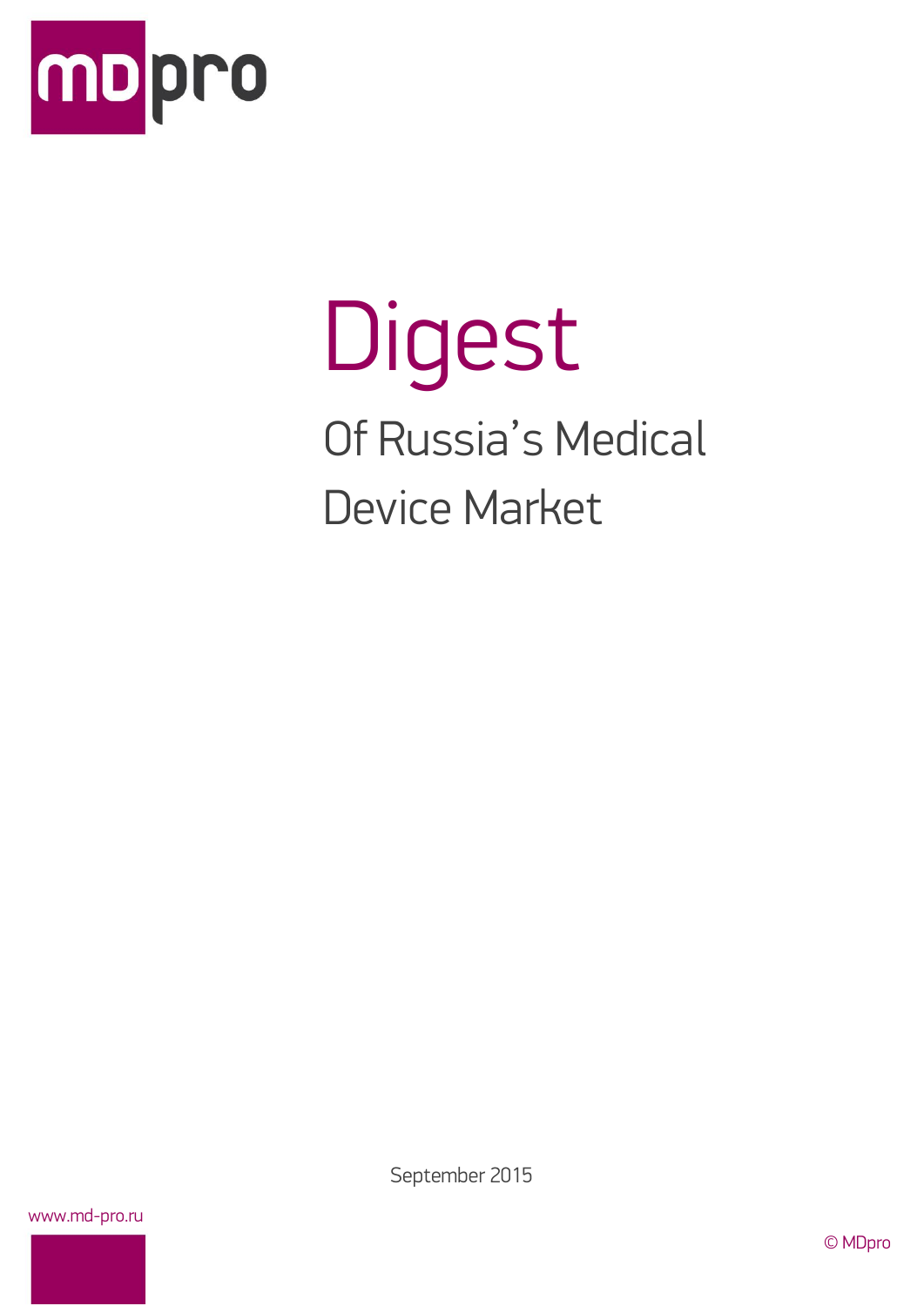mDpro

# Digest

## Of Russia's Medical Device Market

September 2015

www.md-pro.ru

© MDpro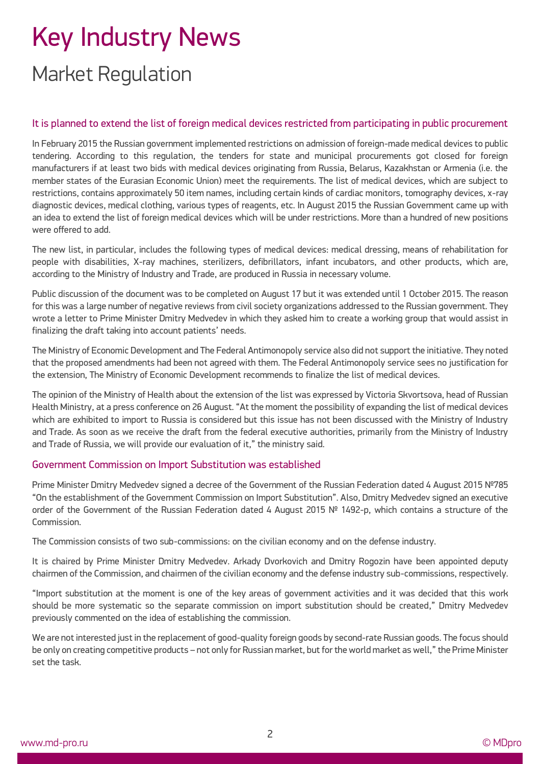# Key Industry News

## Market Regulation

### It is planned to extend the list of foreign medical devices restricted from participating in public procurement

In February 2015 the Russian government implemented restrictions on admission of foreign-made medical devices to public tendering. According to this regulation, the tenders for state and municipal procurements got closed for foreign manufacturers if at least two bids with medical devices originating from Russia, Belarus, Kazakhstan or Armenia (i.e. the member states of the Eurasian Economic Union) meet the requirements. The list of medical devices, which are subject to restrictions, contains approximately 50 item names, including certain kinds of cardiac monitors, tomography devices, x-ray diagnostic devices, medical clothing, various types of reagents, etc. In August 2015 the Russian Government came up with an idea to extend the list of foreign medical devices which will be under restrictions. More than a hundred of new positions were offered to add.

The new list, in particular, includes the following types of medical devices: medical dressing, means of rehabilitation for people with disabilities, X-ray machines, sterilizers, defibrillators, infant incubators, and other products, which are, according to the Ministry of Industry and Trade, are produced in Russia in necessary volume.

Public discussion of the document was to be completed on August 17 but it was extended until 1 October 2015. The reason for this was a large number of negative reviews from civil society organizations addressed to the Russian government. They wrote a letter to Prime Minister Dmitry Medvedev in which they asked him to create a working group that would assist in finalizing the draft taking into account patients' needs.

The Ministry of Economic Development and The Federal Antimonopoly service also did not support the initiative. They noted that the proposed amendments had been not agreed with them. The Federal Antimonopoly service sees no justification for the extension, The Ministry of Economic Development recommends to finalize the list of medical devices.

The opinion of the Ministry of Health about the extension of the list was expressed by Victoria Skvortsova, head of Russian Health Ministry, at a press conference on 26 August. "At the moment the possibility of expanding the list of medical devices which are exhibited to import to Russia is considered but this issue has not been discussed with the Ministry of Industry and Trade. As soon as we receive the draft from the federal executive authorities, primarily from the Ministry of Industry and Trade of Russia, we will provide our evaluation of it," the ministry said.

### Government Commission on Import Substitution was established

Prime Minister Dmitry Medvedev signed a decree of the Government of the Russian Federation dated 4 August 2015 №785 "On the establishment of the Government Commission on Import Substitution". Also, Dmitry Medvedev signed an executive order of the Government of the Russian Federation dated 4 August 2015 № 1492-p, which contains a structure of the Commission.

The Commission consists of two sub-commissions: on the civilian economy and on the defense industry.

It is chaired by Prime Minister Dmitry Medvedev. Arkady Dvorkovich and Dmitry Rogozin have been appointed deputy chairmen of the Commission, and chairmen of the civilian economy and the defense industry sub-commissions, respectively.

"Import substitution at the moment is one of the key areas of government activities and it was decided that this work should be more systematic so the separate commission on import substitution should be created," Dmitry Medvedev previously commented on the idea of establishing the commission.

We are not interested just in the replacement of good-quality foreign goods by second-rate Russian goods. The focus should be only on creating competitive products – not only for Russian market, but for the world market as well," the Prime Minister set the task.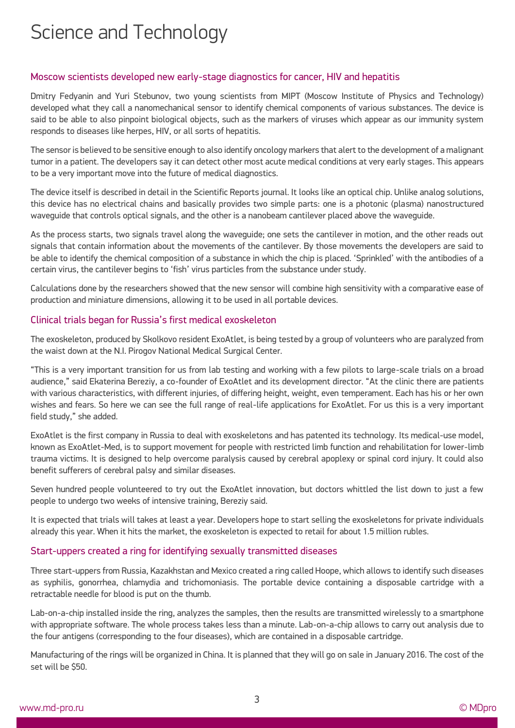# Science and Technology

## Moscow scientists developed new early-stage diagnostics for cancer, HIV and hepatitis

Dmitry Fedyanin and Yuri Stebunov, two young scientists from MIPT (Moscow Institute of Physics and Technology) developed what they call a nanomechanical sensor to identify chemical components of various substances. The device is said to be able to also pinpoint biological objects, such as the markers of viruses which appear as our immunity system responds to diseases like herpes, HIV, or all sorts of hepatitis.

The sensor is believed to be sensitive enough to also identify oncology markers that alert to the development of a malignant tumor in a patient. The developers say it can detect other most acute medical conditions at very early stages. This appears to be a very important move into the future of medical diagnostics.

The device itself is described in detail in the Scientific Reports journal. It looks like an optical chip. Unlike analog solutions, this device has no electrical chains and basically provides two simple parts: one is a photonic (plasma) nanostructured waveguide that controls optical signals, and the other is a nanobeam cantilever placed above the waveguide.

As the process starts, two signals travel along the waveguide; one sets the cantilever in motion, and the other reads out signals that contain information about the movements of the cantilever. By those movements the developers are said to be able to identify the chemical composition of a substance in which the chip is placed. 'Sprinkled' with the antibodies of a certain virus, the cantilever begins to 'fish' virus particles from the substance under study.

Calculations done by the researchers showed that the new sensor will combine high sensitivity with a comparative ease of production and miniature dimensions, allowing it to be used in all portable devices.

## Clinical trials began for Russia's first medical exoskeleton

The exoskeleton, produced by Skolkovo resident ExoAtlet, is being tested by a group of volunteers who are paralyzed from the waist down at the N.I. Pirogov National Medical Surgical Center.

"This is a very important transition for us from lab testing and working with a few pilots to large-scale trials on a broad audience," said Ekaterina Bereziy, a co-founder of ExoAtlet and its development director. "At the clinic there are patients with various characteristics, with different injuries, of differing height, weight, even temperament. Each has his or her own wishes and fears. So here we can see the full range of real-life applications for ExoAtlet. For us this is a very important field study," she added.

ExoAtlet is the first company in Russia to deal with exoskeletons and has patented its technology. Its medical-use model, known as ExoAtlet-Med, is to support movement for people with restricted limb function and rehabilitation for lower-limb trauma victims. It is designed to help overcome paralysis caused by cerebral apoplexy or spinal cord injury. It could also benefit sufferers of cerebral palsy and similar diseases.

Seven hundred people volunteered to try out the ExoAtlet innovation, but doctors whittled the list down to just a few people to undergo two weeks of intensive training, Bereziy said.

It is expected that trials will takes at least a year. Developers hope to start selling the exoskeletons for private individuals already this year. When it hits the market, the exoskeleton is expected to retail for about 1.5 million rubles.

## Start-uppers created a ring for identifying sexually transmitted diseases

Three start-uppers from Russia, Kazakhstan and Mexico created a ring called Hoope, which allows to identify such diseases as syphilis, gonorrhea, chlamydia and trichomoniasis. The portable device containing a disposable cartridge with a retractable needle for blood is put on the thumb.

Lab-on-a-chip installed inside the ring, analyzes the samples, then the results are transmitted wirelessly to a smartphone with appropriate software. The whole process takes less than a minute. Lab-on-a-chip allows to carry out analysis due to the four antigens (corresponding to the four diseases), which are contained in a disposable cartridge.

Manufacturing of the rings will be organized in China. It is planned that they will go on sale in January 2016. The cost of the set will be $50.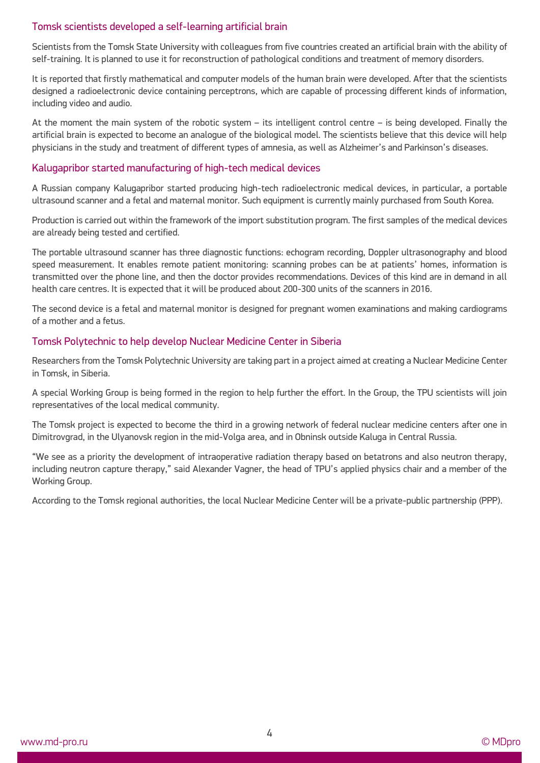## Tomsk scientists developed a self-learning artificial brain

Scientists from the Tomsk State University with colleagues from five countries created an artificial brain with the ability of self-training. It is planned to use it for reconstruction of pathological conditions and treatment of memory disorders.

It is reported that firstly mathematical and computer models of the human brain were developed. After that the scientists designed a radioelectronic device containing perceptrons, which are capable of processing different kinds of information, including video and audio.

At the moment the main system of the robotic system – its intelligent control centre – is being developed. Finally the artificial brain is expected to become an analogue of the biological model. The scientists believe that this device will help physicians in the study and treatment of different types of amnesia, as well as Alzheimer's and Parkinson's diseases.

## Kalugapribor started manufacturing of high-tech medical devices

A Russian company Kalugapribor started producing high-tech radioelectronic medical devices, in particular, a portable ultrasound scanner and a fetal and maternal monitor. Such equipment is currently mainly purchased from South Korea.

Production is carried out within the framework of the import substitution program. The first samples of the medical devices are already being tested and certified.

The portable ultrasound scanner has three diagnostic functions: echogram recording, Doppler ultrasonography and blood speed measurement. It enables remote patient monitoring: scanning probes can be at patients' homes, information is transmitted over the phone line, and then the doctor provides recommendations. Devices of this kind are in demand in all health care centres. It is expected that it will be produced about 200-300 units of the scanners in 2016.

The second device is a fetal and maternal monitor is designed for pregnant women examinations and making cardiograms of a mother and a fetus.

## Tomsk Polytechnic to help develop Nuclear Medicine Center in Siberia

Researchers from the Tomsk Polytechnic University are taking part in a project aimed at creating a Nuclear Medicine Center in Tomsk, in Siberia.

A special Working Group is being formed in the region to help further the effort. In the Group, the TPU scientists will join representatives of the local medical community.

The Tomsk project is expected to become the third in a growing network of federal nuclear medicine centers after one in Dimitrovgrad, in the Ulyanovsk region in the mid-Volga area, and in Obninsk outside Kaluga in Central Russia.

"We see as a priority the development of intraoperative radiation therapy based on betatrons and also neutron therapy, including neutron capture therapy," said Alexander Vagner, the head of TPU's applied physics chair and a member of the Working Group.

According to the Tomsk regional authorities, the local Nuclear Medicine Center will be a private-public partnership (PPP).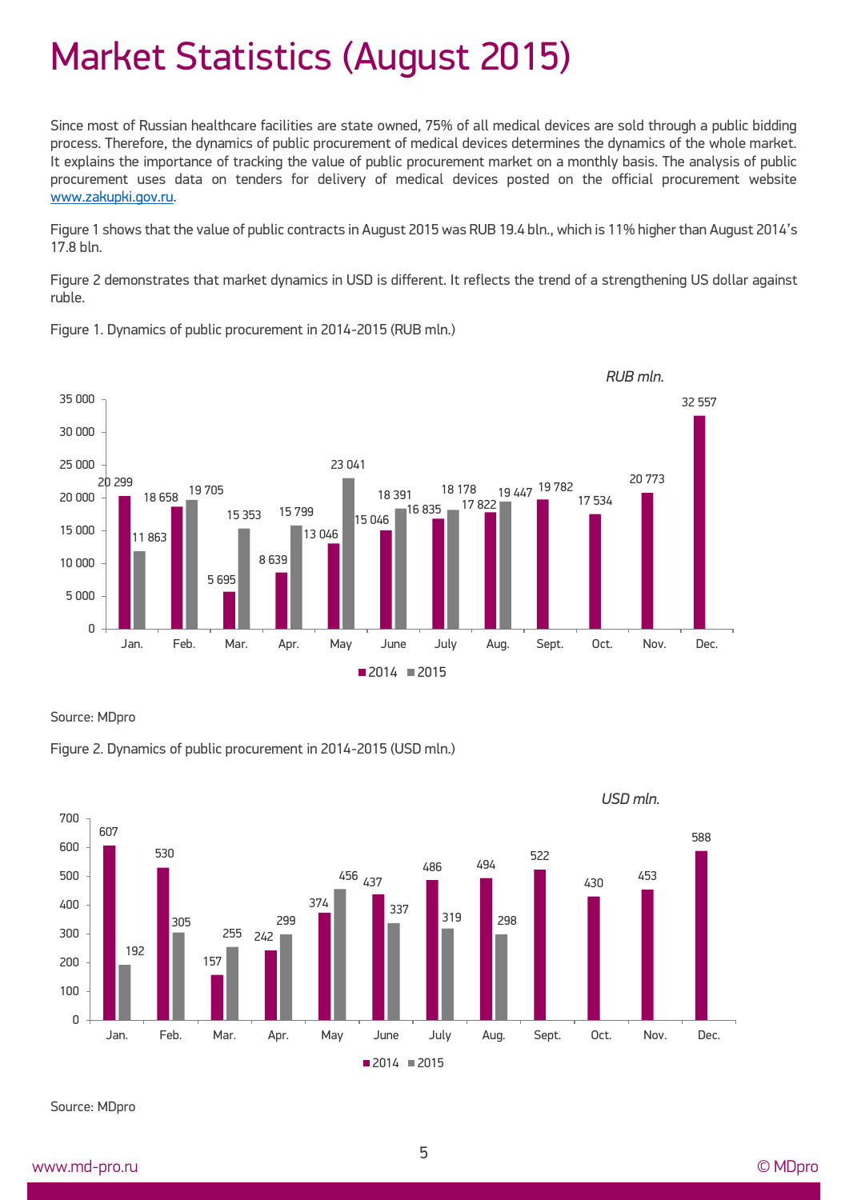# Market Statistics (August 2015)

Since most of Russian healthcare facilities are state owned, 75% of all medical devices are sold through a public bidding process. Therefore, the dynamics of public procurement of medical devices determines the dynamics of the whole market. It explains the importance of tracking the value of public procurement market on a monthly basis. The analysis of public procurement uses data on tenders for delivery of medical devices posted on the official procurement website www.zakupki.gov.ru.

Figure 1 shows that the value of public contracts in August 2015 was RUB 19.4 bln., which is 11% higher than August 2014's 17.8 bln.

Figure 2 demonstrates that market dynamics in USD is different. It reflects the trend of a strengthening US dollar against ruble.

Figure 1. Dynamics of public procurement in 2014-2015 (RUB mln.)

| RUB mln. | 2014 | 2015 |
|---|---|---|
| Jan. | 20 299 | 11 863 |
| Feb. | 18 658 | 19 705 |
| Mar. | 5 695 | 15 353 |
| Apr. | 8 639 | 15 799 |
| May | 13 046 | 23 041 |
| June | 15 046 | 18 391 |
| July | 16 835 | 18 178 |
| Aug. | 17 822 | 19 447 |
| Sept. | 19 782 | |
| Oct. | 17 534 | |
| Nov. | 20 773 | |
| Dec. | 32 557 | |

Source: MDpro

Figure 2. Dynamics of public procurement in 2014-2015 (USD mln.)

| USD mln. | 2014 | 2015 |
|---|---|---|
| Jan. | 607 | 192 |
| Feb. | 530 | 305 |
| Mar. | 157 | 255 |
| Apr. | 242 | 299 |
| May | 374 | 456 |
| June | 437 | 337 |
| July | 486 | 319 |
| Aug. | 494 | 298 |
| Sept. | 522 | |
| Oct. | 430 | |
| Nov. | 453 | |
| Dec. | 588 | |

Source: MDpro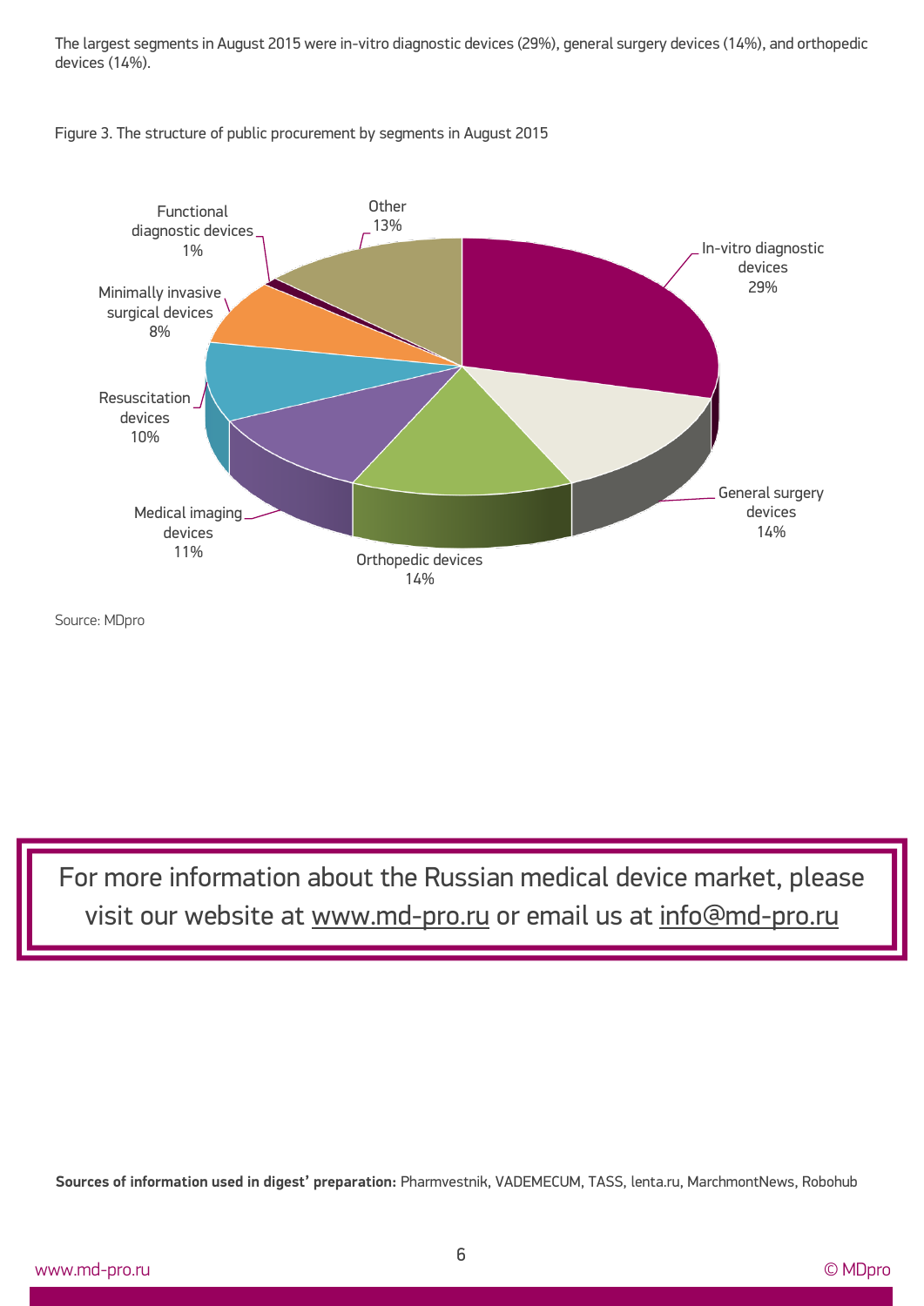The largest segments in August 2015 were in-vitro diagnostic devices (29%), general surgery devices (14%), and orthopedic devices (14%).

Figure 3. The structure of public procurement by segments in August 2015

In-vitro diagnostic devices 29%

General surgery devices 14%

Orthopedic devices 14%

Medical imaging devices 11%

Resuscitation devices 10%

Minimally invasive surgical devices 8%

Functional diagnostic devices 1%

Other 13%

Source: MDpro

For more information about the Russian medical device market, please visit our website at [www.md-pro.ru](http://www.md-pro.ru) or email us at [info@md-pro.ru](mailto:info@md-pro.ru)

**Sources of information used in digest' preparation:** Pharmvestnik, VADEMECUM, TASS, lenta.ru, MarchmontNews, Robohub